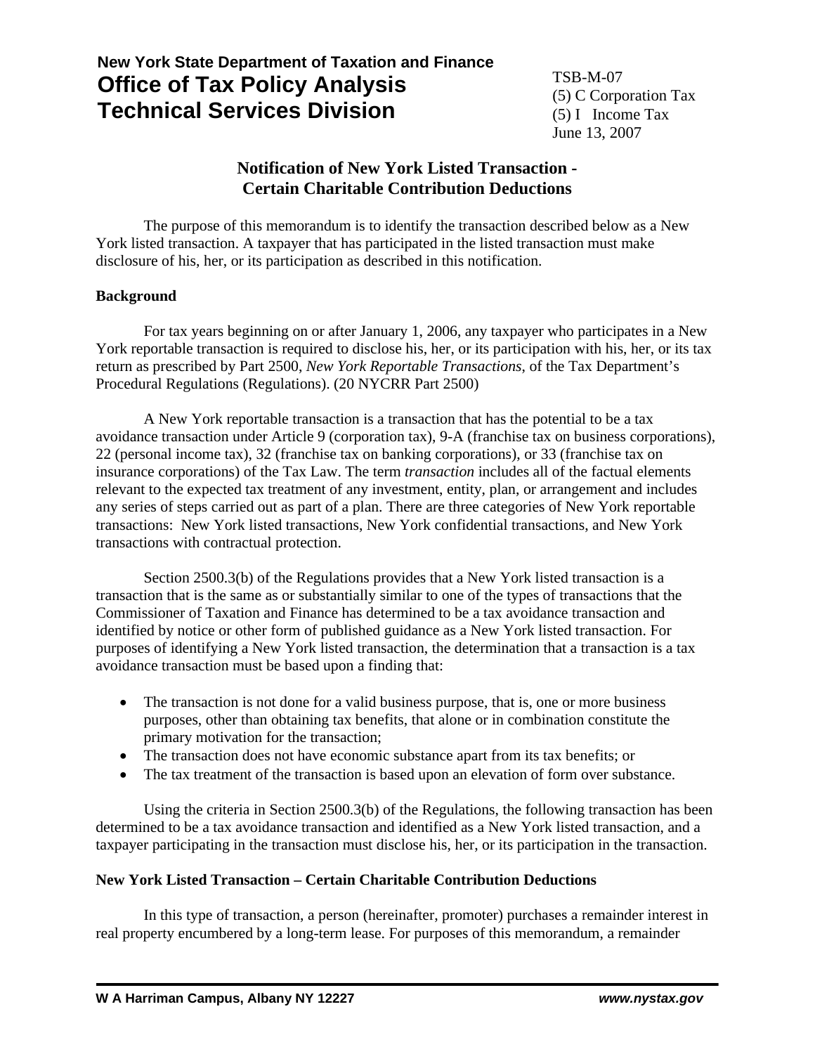**New York State Department of Taxation and Finance**
# Office of Tax Policy Analysis
# Technical Services Division

TSB-M-07
(5) C Corporation Tax
(5) I Income Tax
June 13, 2007

## Notification of New York Listed Transaction - Certain Charitable Contribution Deductions

The purpose of this memorandum is to identify the transaction described below as a New York listed transaction. A taxpayer that has participated in the listed transaction must make disclosure of his, her, or its participation as described in this notification.

### Background

For tax years beginning on or after January 1, 2006, any taxpayer who participates in a New York reportable transaction is required to disclose his, her, or its participation with his, her, or its tax return as prescribed by Part 2500, *New York Reportable Transactions*, of the Tax Department's Procedural Regulations (Regulations). (20 NYCRR Part 2500)

A New York reportable transaction is a transaction that has the potential to be a tax avoidance transaction under Article 9 (corporation tax), 9-A (franchise tax on business corporations), 22 (personal income tax), 32 (franchise tax on banking corporations), or 33 (franchise tax on insurance corporations) of the Tax Law. The term *transaction* includes all of the factual elements relevant to the expected tax treatment of any investment, entity, plan, or arrangement and includes any series of steps carried out as part of a plan. There are three categories of New York reportable transactions: New York listed transactions, New York confidential transactions, and New York transactions with contractual protection.

Section 2500.3(b) of the Regulations provides that a New York listed transaction is a transaction that is the same as or substantially similar to one of the types of transactions that the Commissioner of Taxation and Finance has determined to be a tax avoidance transaction and identified by notice or other form of published guidance as a New York listed transaction. For purposes of identifying a New York listed transaction, the determination that a transaction is a tax avoidance transaction must be based upon a finding that:

- The transaction is not done for a valid business purpose, that is, one or more business purposes, other than obtaining tax benefits, that alone or in combination constitute the primary motivation for the transaction;
- The transaction does not have economic substance apart from its tax benefits; or
- The tax treatment of the transaction is based upon an elevation of form over substance.

Using the criteria in Section 2500.3(b) of the Regulations, the following transaction has been determined to be a tax avoidance transaction and identified as a New York listed transaction, and a taxpayer participating in the transaction must disclose his, her, or its participation in the transaction.

### New York Listed Transaction – Certain Charitable Contribution Deductions

In this type of transaction, a person (hereinafter, promoter) purchases a remainder interest in real property encumbered by a long-term lease. For purposes of this memorandum, a remainder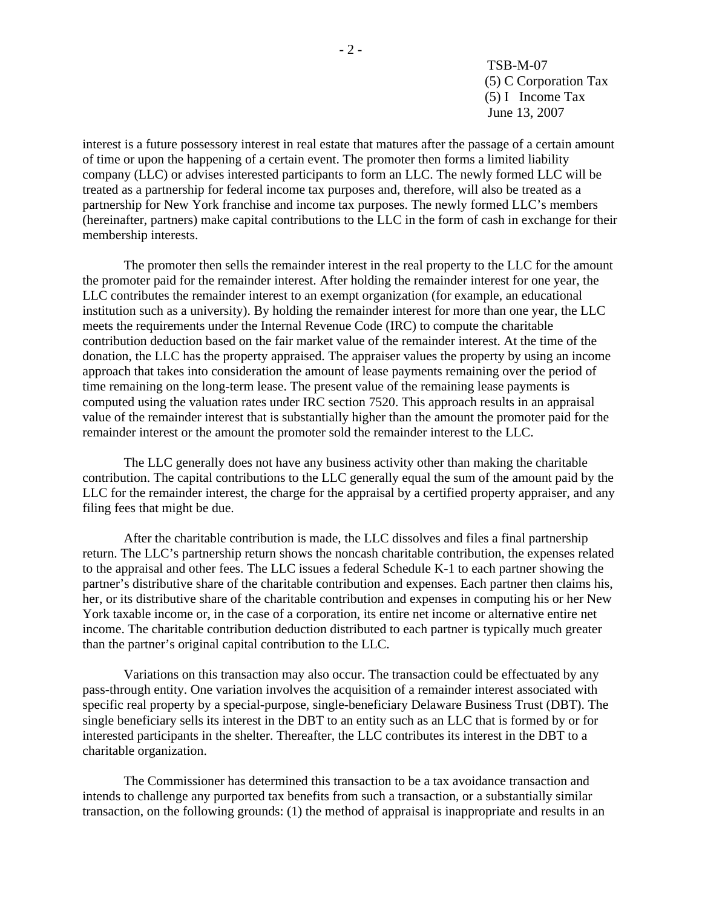interest is a future possessory interest in real estate that matures after the passage of a certain amount of time or upon the happening of a certain event. The promoter then forms a limited liability company (LLC) or advises interested participants to form an LLC. The newly formed LLC will be treated as a partnership for federal income tax purposes and, therefore, will also be treated as a partnership for New York franchise and income tax purposes. The newly formed LLC's members (hereinafter, partners) make capital contributions to the LLC in the form of cash in exchange for their membership interests.

The promoter then sells the remainder interest in the real property to the LLC for the amount the promoter paid for the remainder interest. After holding the remainder interest for one year, the LLC contributes the remainder interest to an exempt organization (for example, an educational institution such as a university). By holding the remainder interest for more than one year, the LLC meets the requirements under the Internal Revenue Code (IRC) to compute the charitable contribution deduction based on the fair market value of the remainder interest. At the time of the donation, the LLC has the property appraised. The appraiser values the property by using an income approach that takes into consideration the amount of lease payments remaining over the period of time remaining on the long-term lease. The present value of the remaining lease payments is computed using the valuation rates under IRC section 7520. This approach results in an appraisal value of the remainder interest that is substantially higher than the amount the promoter paid for the remainder interest or the amount the promoter sold the remainder interest to the LLC.

The LLC generally does not have any business activity other than making the charitable contribution. The capital contributions to the LLC generally equal the sum of the amount paid by the LLC for the remainder interest, the charge for the appraisal by a certified property appraiser, and any filing fees that might be due.

After the charitable contribution is made, the LLC dissolves and files a final partnership return. The LLC's partnership return shows the noncash charitable contribution, the expenses related to the appraisal and other fees. The LLC issues a federal Schedule K-1 to each partner showing the partner's distributive share of the charitable contribution and expenses. Each partner then claims his, her, or its distributive share of the charitable contribution and expenses in computing his or her New York taxable income or, in the case of a corporation, its entire net income or alternative entire net income. The charitable contribution deduction distributed to each partner is typically much greater than the partner's original capital contribution to the LLC.

Variations on this transaction may also occur. The transaction could be effectuated by any pass-through entity. One variation involves the acquisition of a remainder interest associated with specific real property by a special-purpose, single-beneficiary Delaware Business Trust (DBT). The single beneficiary sells its interest in the DBT to an entity such as an LLC that is formed by or for interested participants in the shelter. Thereafter, the LLC contributes its interest in the DBT to a charitable organization.

The Commissioner has determined this transaction to be a tax avoidance transaction and intends to challenge any purported tax benefits from such a transaction, or a substantially similar transaction, on the following grounds: (1) the method of appraisal is inappropriate and results in an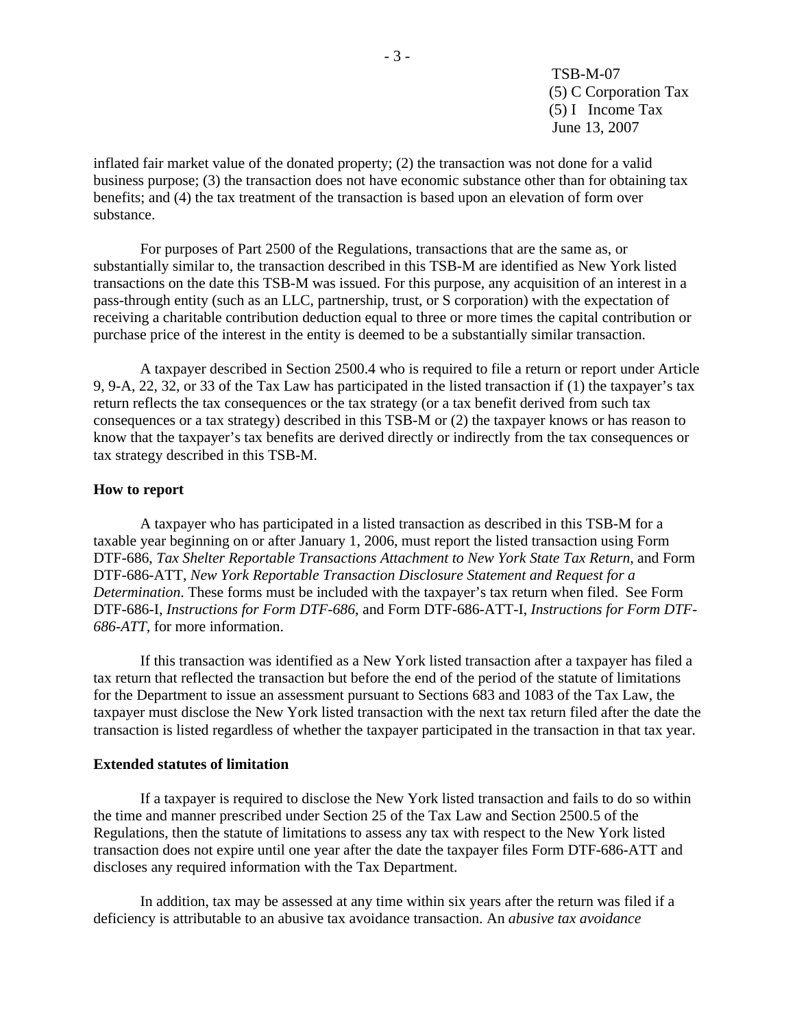inflated fair market value of the donated property; (2) the transaction was not done for a valid business purpose; (3) the transaction does not have economic substance other than for obtaining tax benefits; and (4) the tax treatment of the transaction is based upon an elevation of form over substance.

For purposes of Part 2500 of the Regulations, transactions that are the same as, or substantially similar to, the transaction described in this TSB-M are identified as New York listed transactions on the date this TSB-M was issued. For this purpose, any acquisition of an interest in a pass-through entity (such as an LLC, partnership, trust, or S corporation) with the expectation of receiving a charitable contribution deduction equal to three or more times the capital contribution or purchase price of the interest in the entity is deemed to be a substantially similar transaction.

A taxpayer described in Section 2500.4 who is required to file a return or report under Article 9, 9-A, 22, 32, or 33 of the Tax Law has participated in the listed transaction if (1) the taxpayer's tax return reflects the tax consequences or the tax strategy (or a tax benefit derived from such tax consequences or a tax strategy) described in this TSB-M or (2) the taxpayer knows or has reason to know that the taxpayer's tax benefits are derived directly or indirectly from the tax consequences or tax strategy described in this TSB-M.

**How to report**

A taxpayer who has participated in a listed transaction as described in this TSB-M for a taxable year beginning on or after January 1, 2006, must report the listed transaction using Form DTF-686, *Tax Shelter Reportable Transactions Attachment to New York State Tax Return*, and Form DTF-686-ATT, *New York Reportable Transaction Disclosure Statement and Request for a Determination*. These forms must be included with the taxpayer's tax return when filed. See Form DTF-686-I, *Instructions for Form DTF-686,* and Form DTF-686-ATT-I, *Instructions for Form DTF-686-ATT,* for more information.

If this transaction was identified as a New York listed transaction after a taxpayer has filed a tax return that reflected the transaction but before the end of the period of the statute of limitations for the Department to issue an assessment pursuant to Sections 683 and 1083 of the Tax Law, the taxpayer must disclose the New York listed transaction with the next tax return filed after the date the transaction is listed regardless of whether the taxpayer participated in the transaction in that tax year.

**Extended statutes of limitation**

If a taxpayer is required to disclose the New York listed transaction and fails to do so within the time and manner prescribed under Section 25 of the Tax Law and Section 2500.5 of the Regulations, then the statute of limitations to assess any tax with respect to the New York listed transaction does not expire until one year after the date the taxpayer files Form DTF-686-ATT and discloses any required information with the Tax Department.

In addition, tax may be assessed at any time within six years after the return was filed if a deficiency is attributable to an abusive tax avoidance transaction. An *abusive tax avoidance*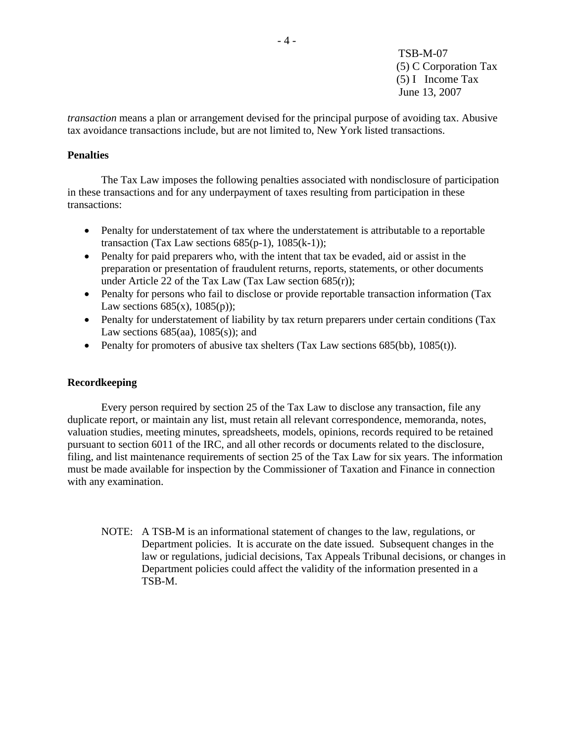*transaction* means a plan or arrangement devised for the principal purpose of avoiding tax. Abusive tax avoidance transactions include, but are not limited to, New York listed transactions.

**Penalties**

The Tax Law imposes the following penalties associated with nondisclosure of participation in these transactions and for any underpayment of taxes resulting from participation in these transactions:

- Penalty for understatement of tax where the understatement is attributable to a reportable transaction (Tax Law sections 685(p-1), 1085(k-1));
- Penalty for paid preparers who, with the intent that tax be evaded, aid or assist in the preparation or presentation of fraudulent returns, reports, statements, or other documents under Article 22 of the Tax Law (Tax Law section 685(r));
- Penalty for persons who fail to disclose or provide reportable transaction information (Tax Law sections 685(x), 1085(p));
- Penalty for understatement of liability by tax return preparers under certain conditions (Tax Law sections 685(aa), 1085(s)); and
- Penalty for promoters of abusive tax shelters (Tax Law sections 685(bb), 1085(t)).

**Recordkeeping**

Every person required by section 25 of the Tax Law to disclose any transaction, file any duplicate report, or maintain any list, must retain all relevant correspondence, memoranda, notes, valuation studies, meeting minutes, spreadsheets, models, opinions, records required to be retained pursuant to section 6011 of the IRC, and all other records or documents related to the disclosure, filing, and list maintenance requirements of section 25 of the Tax Law for six years. The information must be made available for inspection by the Commissioner of Taxation and Finance in connection with any examination.

NOTE: A TSB-M is an informational statement of changes to the law, regulations, or Department policies. It is accurate on the date issued. Subsequent changes in the law or regulations, judicial decisions, Tax Appeals Tribunal decisions, or changes in Department policies could affect the validity of the information presented in a TSB-M.